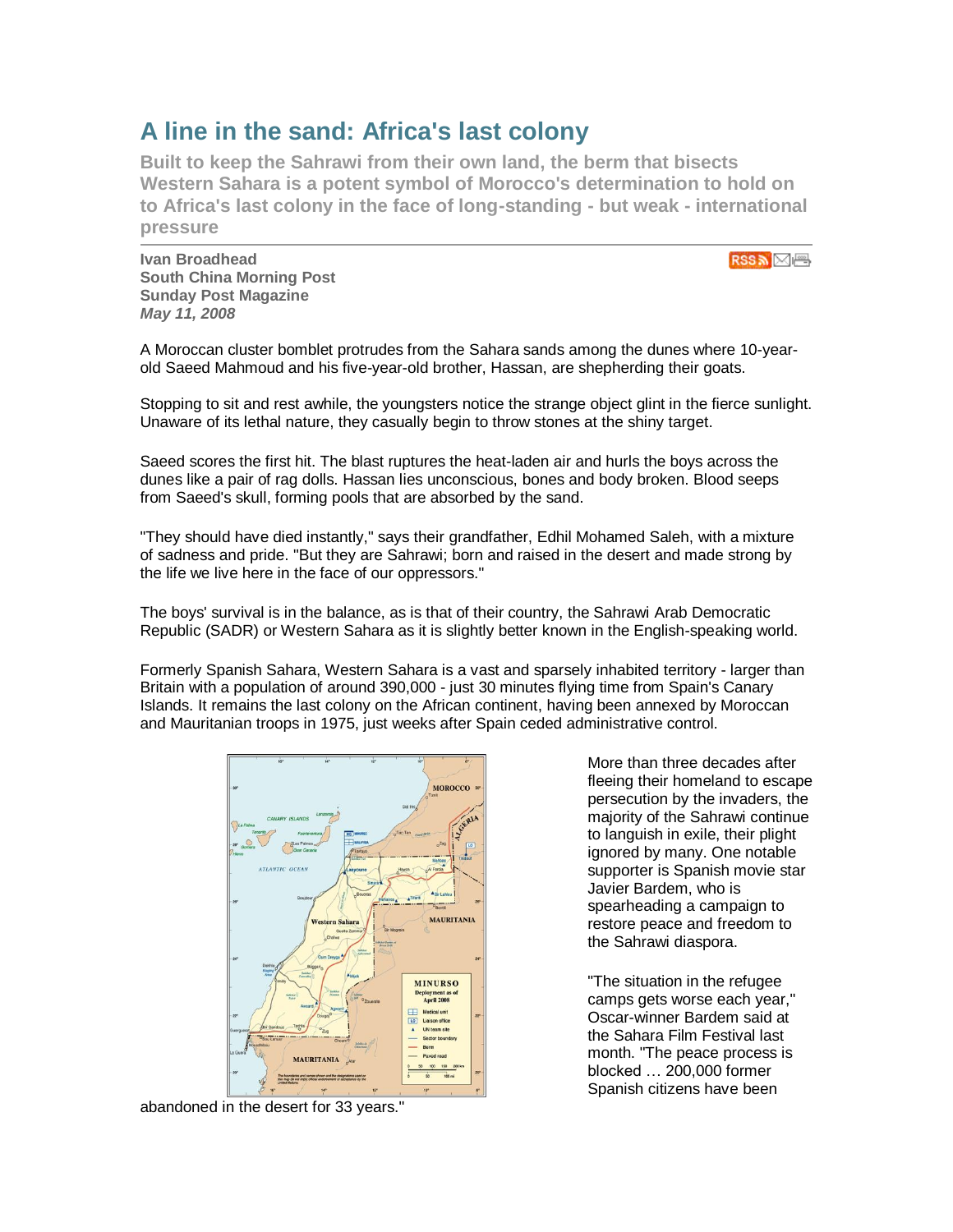# A line in the sand: Africa's last colony

**Built to keep the Sahrawi from their own land, the berm that bisects Western Sahara is a potent symbol of Morocco's determination to hold on to Africa's last colony in the face of long-standing - but weak - international pressure**

**Ivan Broadhead**
**South China Morning Post**
**Sunday Post Magazine**
***May 11, 2008***

A Moroccan cluster bomblet protrudes from the Sahara sands among the dunes where 10-year-old Saeed Mahmoud and his five-year-old brother, Hassan, are shepherding their goats.

Stopping to sit and rest awhile, the youngsters notice the strange object glint in the fierce sunlight. Unaware of its lethal nature, they casually begin to throw stones at the shiny target.

Saeed scores the first hit. The blast ruptures the heat-laden air and hurls the boys across the dunes like a pair of rag dolls. Hassan lies unconscious, bones and body broken. Blood seeps from Saeed's skull, forming pools that are absorbed by the sand.

"They should have died instantly," says their grandfather, Edhil Mohamed Saleh, with a mixture of sadness and pride. "But they are Sahrawi; born and raised in the desert and made strong by the life we live here in the face of our oppressors."

The boys' survival is in the balance, as is that of their country, the Sahrawi Arab Democratic Republic (SADR) or Western Sahara as it is slightly better known in the English-speaking world.

Formerly Spanish Sahara, Western Sahara is a vast and sparsely inhabited territory - larger than Britain with a population of around 390,000 - just 30 minutes flying time from Spain's Canary Islands. It remains the last colony on the African continent, having been annexed by Moroccan and Mauritanian troops in 1975, just weeks after Spain ceded administrative control.

More than three decades after fleeing their homeland to escape persecution by the invaders, the majority of the Sahrawi continue to languish in exile, their plight ignored by many. One notable supporter is Spanish movie star Javier Bardem, who is spearheading a campaign to restore peace and freedom to the Sahrawi diaspora.

"The situation in the refugee camps gets worse each year," Oscar-winner Bardem said at the Sahara Film Festival last month. "The peace process is blocked … 200,000 former Spanish citizens have been abandoned in the desert for 33 years."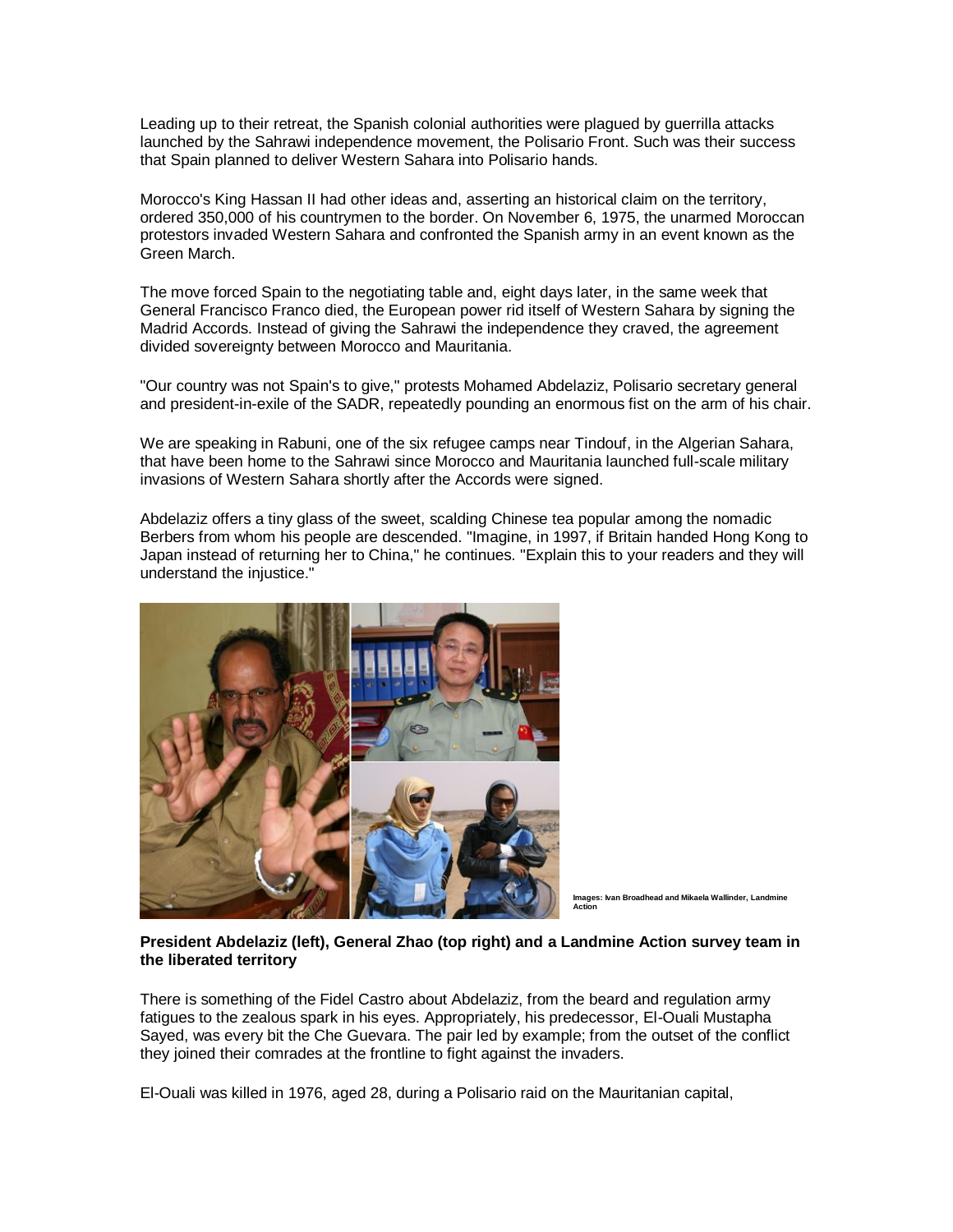Leading up to their retreat, the Spanish colonial authorities were plagued by guerrilla attacks launched by the Sahrawi independence movement, the Polisario Front. Such was their success that Spain planned to deliver Western Sahara into Polisario hands.

Morocco's King Hassan II had other ideas and, asserting an historical claim on the territory, ordered 350,000 of his countrymen to the border. On November 6, 1975, the unarmed Moroccan protestors invaded Western Sahara and confronted the Spanish army in an event known as the Green March.

The move forced Spain to the negotiating table and, eight days later, in the same week that General Francisco Franco died, the European power rid itself of Western Sahara by signing the Madrid Accords. Instead of giving the Sahrawi the independence they craved, the agreement divided sovereignty between Morocco and Mauritania.

"Our country was not Spain's to give," protests Mohamed Abdelaziz, Polisario secretary general and president-in-exile of the SADR, repeatedly pounding an enormous fist on the arm of his chair.

We are speaking in Rabuni, one of the six refugee camps near Tindouf, in the Algerian Sahara, that have been home to the Sahrawi since Morocco and Mauritania launched full-scale military invasions of Western Sahara shortly after the Accords were signed.

Abdelaziz offers a tiny glass of the sweet, scalding Chinese tea popular among the nomadic Berbers from whom his people are descended. "Imagine, in 1997, if Britain handed Hong Kong to Japan instead of returning her to China," he continues. "Explain this to your readers and they will understand the injustice."

Images: Ivan Broadhead and Mikaela Wallinder, Landmine Action

**President Abdelaziz (left), General Zhao (top right) and a Landmine Action survey team in the liberated territory**

There is something of the Fidel Castro about Abdelaziz, from the beard and regulation army fatigues to the zealous spark in his eyes. Appropriately, his predecessor, El-Ouali Mustapha Sayed, was every bit the Che Guevara. The pair led by example; from the outset of the conflict they joined their comrades at the frontline to fight against the invaders.

El-Ouali was killed in 1976, aged 28, during a Polisario raid on the Mauritanian capital,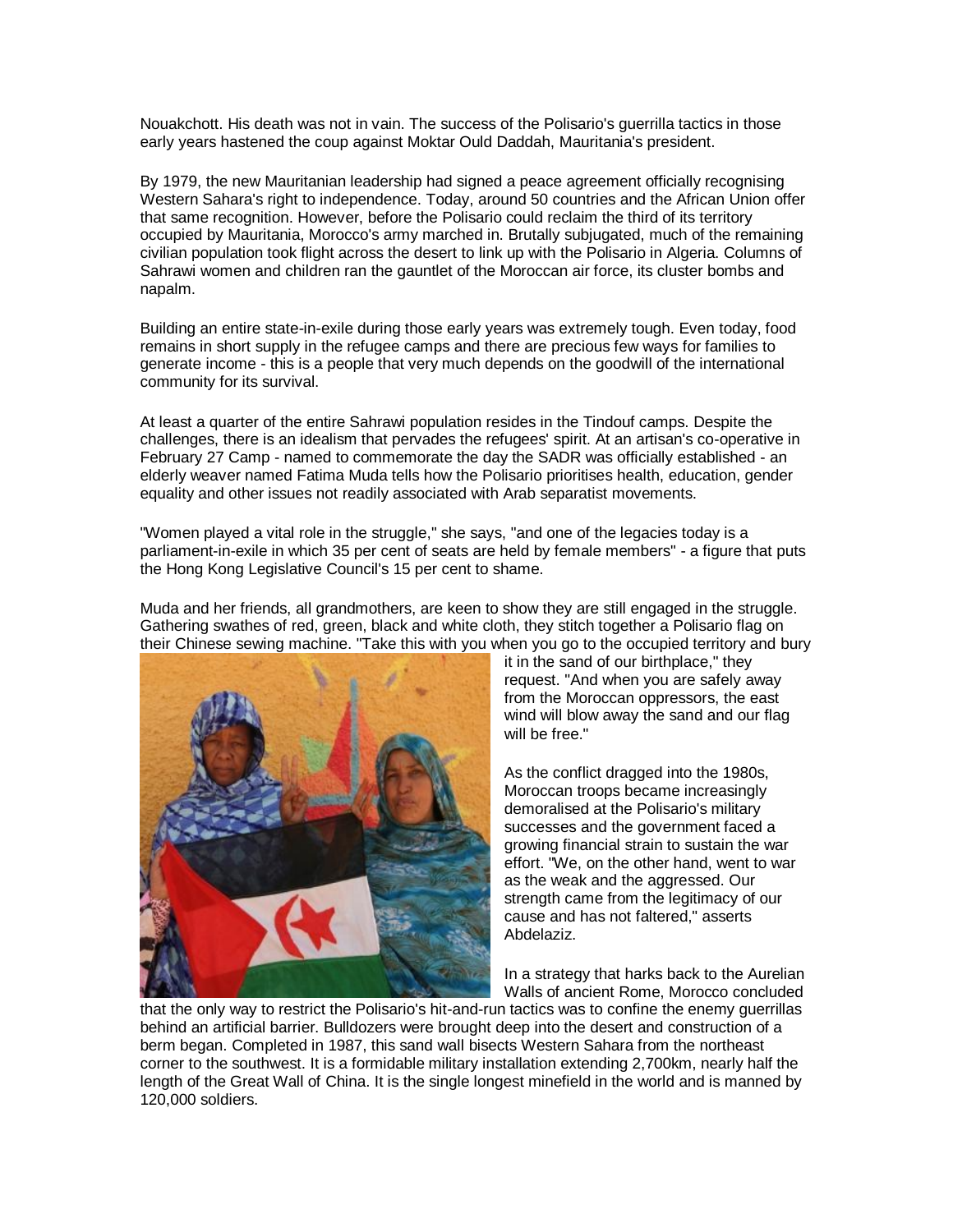Nouakchott. His death was not in vain. The success of the Polisario's guerrilla tactics in those early years hastened the coup against Moktar Ould Daddah, Mauritania's president.

By 1979, the new Mauritanian leadership had signed a peace agreement officially recognising Western Sahara's right to independence. Today, around 50 countries and the African Union offer that same recognition. However, before the Polisario could reclaim the third of its territory occupied by Mauritania, Morocco's army marched in. Brutally subjugated, much of the remaining civilian population took flight across the desert to link up with the Polisario in Algeria. Columns of Sahrawi women and children ran the gauntlet of the Moroccan air force, its cluster bombs and napalm.

Building an entire state-in-exile during those early years was extremely tough. Even today, food remains in short supply in the refugee camps and there are precious few ways for families to generate income - this is a people that very much depends on the goodwill of the international community for its survival.

At least a quarter of the entire Sahrawi population resides in the Tindouf camps. Despite the challenges, there is an idealism that pervades the refugees' spirit. At an artisan's co-operative in February 27 Camp - named to commemorate the day the SADR was officially established - an elderly weaver named Fatima Muda tells how the Polisario prioritises health, education, gender equality and other issues not readily associated with Arab separatist movements.

"Women played a vital role in the struggle," she says, "and one of the legacies today is a parliament-in-exile in which 35 per cent of seats are held by female members" - a figure that puts the Hong Kong Legislative Council's 15 per cent to shame.

Muda and her friends, all grandmothers, are keen to show they are still engaged in the struggle. Gathering swathes of red, green, black and white cloth, they stitch together a Polisario flag on their Chinese sewing machine. "Take this with you when you go to the occupied territory and bury it in the sand of our birthplace," they request. "And when you are safely away from the Moroccan oppressors, the east wind will blow away the sand and our flag will be free."

As the conflict dragged into the 1980s, Moroccan troops became increasingly demoralised at the Polisario's military successes and the government faced a growing financial strain to sustain the war effort. "We, on the other hand, went to war as the weak and the aggressed. Our strength came from the legitimacy of our cause and has not faltered," asserts Abdelaziz.

In a strategy that harks back to the Aurelian Walls of ancient Rome, Morocco concluded that the only way to restrict the Polisario's hit-and-run tactics was to confine the enemy guerrillas behind an artificial barrier. Bulldozers were brought deep into the desert and construction of a berm began. Completed in 1987, this sand wall bisects Western Sahara from the northeast corner to the southwest. It is a formidable military installation extending 2,700km, nearly half the length of the Great Wall of China. It is the single longest minefield in the world and is manned by 120,000 soldiers.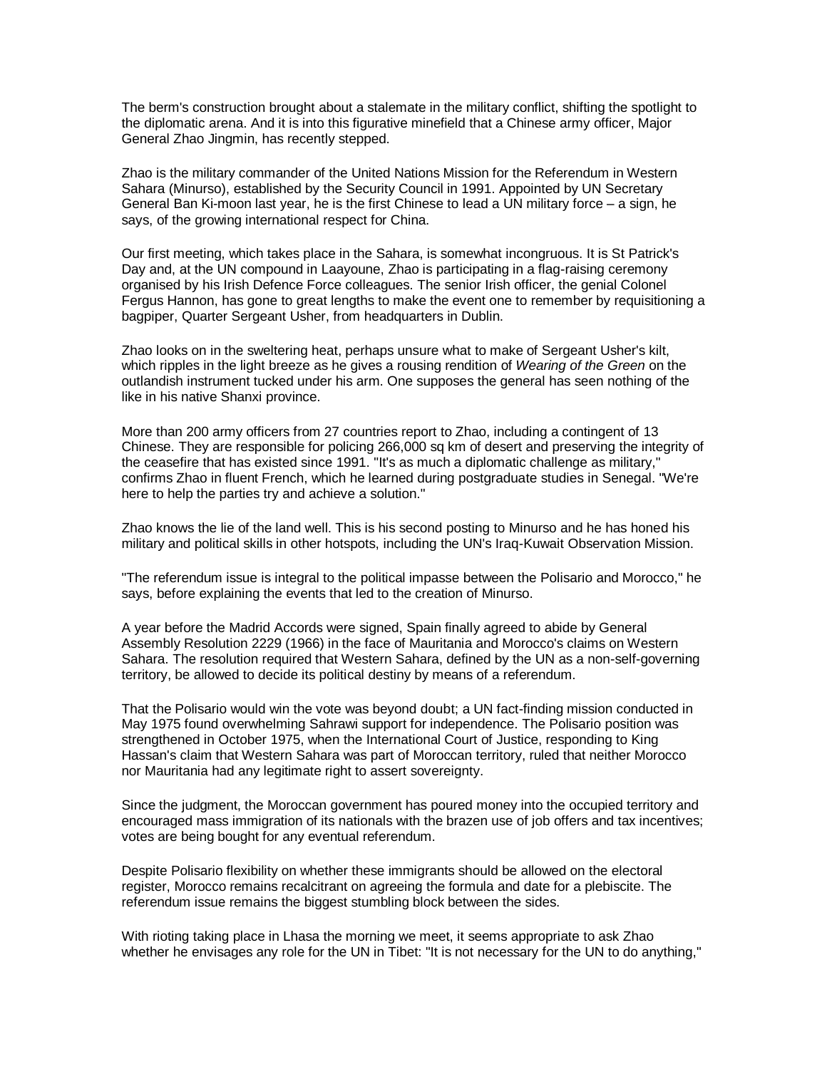The berm's construction brought about a stalemate in the military conflict, shifting the spotlight to the diplomatic arena. And it is into this figurative minefield that a Chinese army officer, Major General Zhao Jingmin, has recently stepped.

Zhao is the military commander of the United Nations Mission for the Referendum in Western Sahara (Minurso), established by the Security Council in 1991. Appointed by UN Secretary General Ban Ki-moon last year, he is the first Chinese to lead a UN military force – a sign, he says, of the growing international respect for China.

Our first meeting, which takes place in the Sahara, is somewhat incongruous. It is St Patrick's Day and, at the UN compound in Laayoune, Zhao is participating in a flag-raising ceremony organised by his Irish Defence Force colleagues. The senior Irish officer, the genial Colonel Fergus Hannon, has gone to great lengths to make the event one to remember by requisitioning a bagpiper, Quarter Sergeant Usher, from headquarters in Dublin.

Zhao looks on in the sweltering heat, perhaps unsure what to make of Sergeant Usher's kilt, which ripples in the light breeze as he gives a rousing rendition of *Wearing of the Green* on the outlandish instrument tucked under his arm. One supposes the general has seen nothing of the like in his native Shanxi province.

More than 200 army officers from 27 countries report to Zhao, including a contingent of 13 Chinese. They are responsible for policing 266,000 sq km of desert and preserving the integrity of the ceasefire that has existed since 1991. "It's as much a diplomatic challenge as military," confirms Zhao in fluent French, which he learned during postgraduate studies in Senegal. "We're here to help the parties try and achieve a solution."

Zhao knows the lie of the land well. This is his second posting to Minurso and he has honed his military and political skills in other hotspots, including the UN's Iraq-Kuwait Observation Mission.

"The referendum issue is integral to the political impasse between the Polisario and Morocco," he says, before explaining the events that led to the creation of Minurso.

A year before the Madrid Accords were signed, Spain finally agreed to abide by General Assembly Resolution 2229 (1966) in the face of Mauritania and Morocco's claims on Western Sahara. The resolution required that Western Sahara, defined by the UN as a non-self-governing territory, be allowed to decide its political destiny by means of a referendum.

That the Polisario would win the vote was beyond doubt; a UN fact-finding mission conducted in May 1975 found overwhelming Sahrawi support for independence. The Polisario position was strengthened in October 1975, when the International Court of Justice, responding to King Hassan's claim that Western Sahara was part of Moroccan territory, ruled that neither Morocco nor Mauritania had any legitimate right to assert sovereignty.

Since the judgment, the Moroccan government has poured money into the occupied territory and encouraged mass immigration of its nationals with the brazen use of job offers and tax incentives; votes are being bought for any eventual referendum.

Despite Polisario flexibility on whether these immigrants should be allowed on the electoral register, Morocco remains recalcitrant on agreeing the formula and date for a plebiscite. The referendum issue remains the biggest stumbling block between the sides.

With rioting taking place in Lhasa the morning we meet, it seems appropriate to ask Zhao whether he envisages any role for the UN in Tibet: "It is not necessary for the UN to do anything,"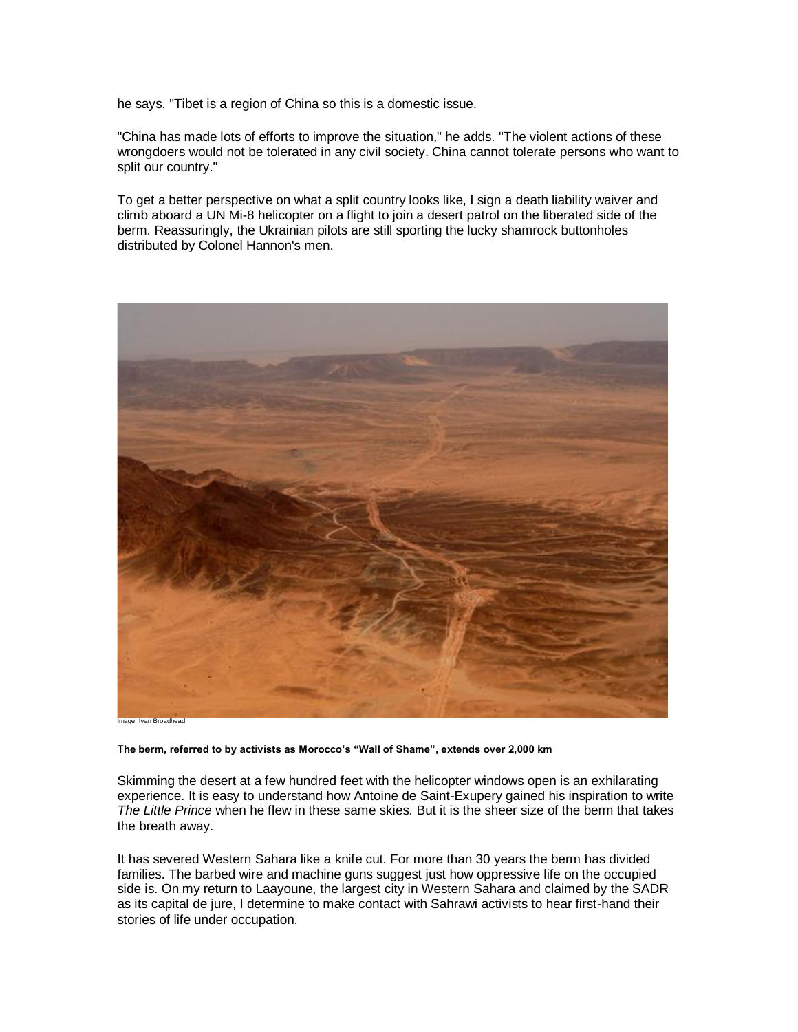he says. "Tibet is a region of China so this is a domestic issue.

"China has made lots of efforts to improve the situation," he adds. "The violent actions of these wrongdoers would not be tolerated in any civil society. China cannot tolerate persons who want to split our country."

To get a better perspective on what a split country looks like, I sign a death liability waiver and climb aboard a UN Mi-8 helicopter on a flight to join a desert patrol on the liberated side of the berm. Reassuringly, the Ukrainian pilots are still sporting the lucky shamrock buttonholes distributed by Colonel Hannon's men.

Image: Ivan Broadhead

**The berm, referred to by activists as Morocco's "Wall of Shame", extends over 2,000 km**

Skimming the desert at a few hundred feet with the helicopter windows open is an exhilarating experience. It is easy to understand how Antoine de Saint-Exupery gained his inspiration to write *The Little Prince* when he flew in these same skies. But it is the sheer size of the berm that takes the breath away.

It has severed Western Sahara like a knife cut. For more than 30 years the berm has divided families. The barbed wire and machine guns suggest just how oppressive life on the occupied side is. On my return to Laayoune, the largest city in Western Sahara and claimed by the SADR as its capital de jure, I determine to make contact with Sahrawi activists to hear first-hand their stories of life under occupation.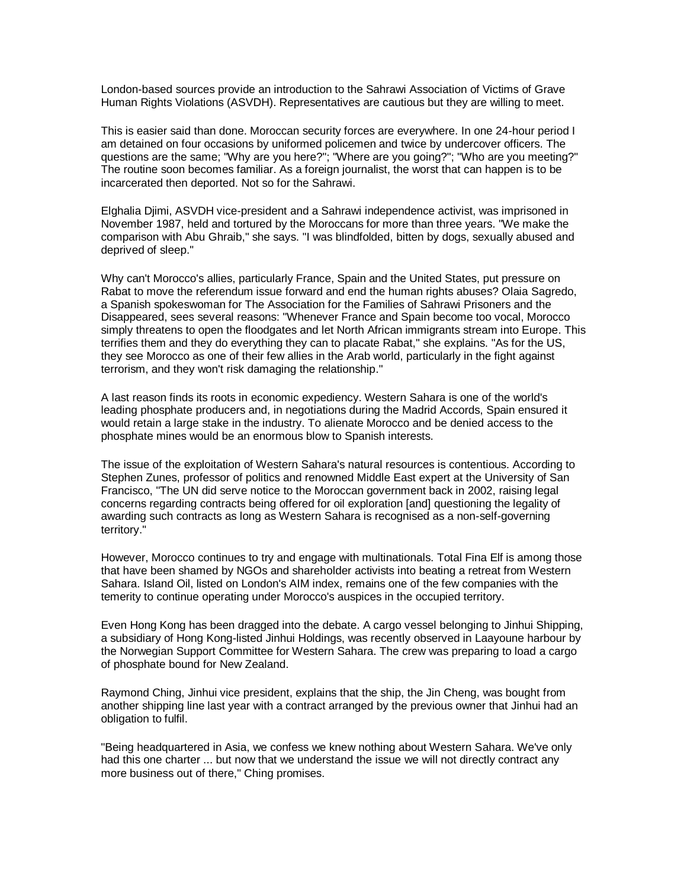London-based sources provide an introduction to the Sahrawi Association of Victims of Grave Human Rights Violations (ASVDH). Representatives are cautious but they are willing to meet.

This is easier said than done. Moroccan security forces are everywhere. In one 24-hour period I am detained on four occasions by uniformed policemen and twice by undercover officers. The questions are the same; "Why are you here?"; "Where are you going?"; "Who are you meeting?" The routine soon becomes familiar. As a foreign journalist, the worst that can happen is to be incarcerated then deported. Not so for the Sahrawi.

Elghalia Djimi, ASVDH vice-president and a Sahrawi independence activist, was imprisoned in November 1987, held and tortured by the Moroccans for more than three years. "We make the comparison with Abu Ghraib," she says. "I was blindfolded, bitten by dogs, sexually abused and deprived of sleep."

Why can't Morocco's allies, particularly France, Spain and the United States, put pressure on Rabat to move the referendum issue forward and end the human rights abuses? Olaia Sagredo, a Spanish spokeswoman for The Association for the Families of Sahrawi Prisoners and the Disappeared, sees several reasons: "Whenever France and Spain become too vocal, Morocco simply threatens to open the floodgates and let North African immigrants stream into Europe. This terrifies them and they do everything they can to placate Rabat," she explains. "As for the US, they see Morocco as one of their few allies in the Arab world, particularly in the fight against terrorism, and they won't risk damaging the relationship."

A last reason finds its roots in economic expediency. Western Sahara is one of the world's leading phosphate producers and, in negotiations during the Madrid Accords, Spain ensured it would retain a large stake in the industry. To alienate Morocco and be denied access to the phosphate mines would be an enormous blow to Spanish interests.

The issue of the exploitation of Western Sahara's natural resources is contentious. According to Stephen Zunes, professor of politics and renowned Middle East expert at the University of San Francisco, "The UN did serve notice to the Moroccan government back in 2002, raising legal concerns regarding contracts being offered for oil exploration [and] questioning the legality of awarding such contracts as long as Western Sahara is recognised as a non-self-governing territory."

However, Morocco continues to try and engage with multinationals. Total Fina Elf is among those that have been shamed by NGOs and shareholder activists into beating a retreat from Western Sahara. Island Oil, listed on London's AIM index, remains one of the few companies with the temerity to continue operating under Morocco's auspices in the occupied territory.

Even Hong Kong has been dragged into the debate. A cargo vessel belonging to Jinhui Shipping, a subsidiary of Hong Kong-listed Jinhui Holdings, was recently observed in Laayoune harbour by the Norwegian Support Committee for Western Sahara. The crew was preparing to load a cargo of phosphate bound for New Zealand.

Raymond Ching, Jinhui vice president, explains that the ship, the Jin Cheng, was bought from another shipping line last year with a contract arranged by the previous owner that Jinhui had an obligation to fulfil.

"Being headquartered in Asia, we confess we knew nothing about Western Sahara. We've only had this one charter ... but now that we understand the issue we will not directly contract any more business out of there," Ching promises.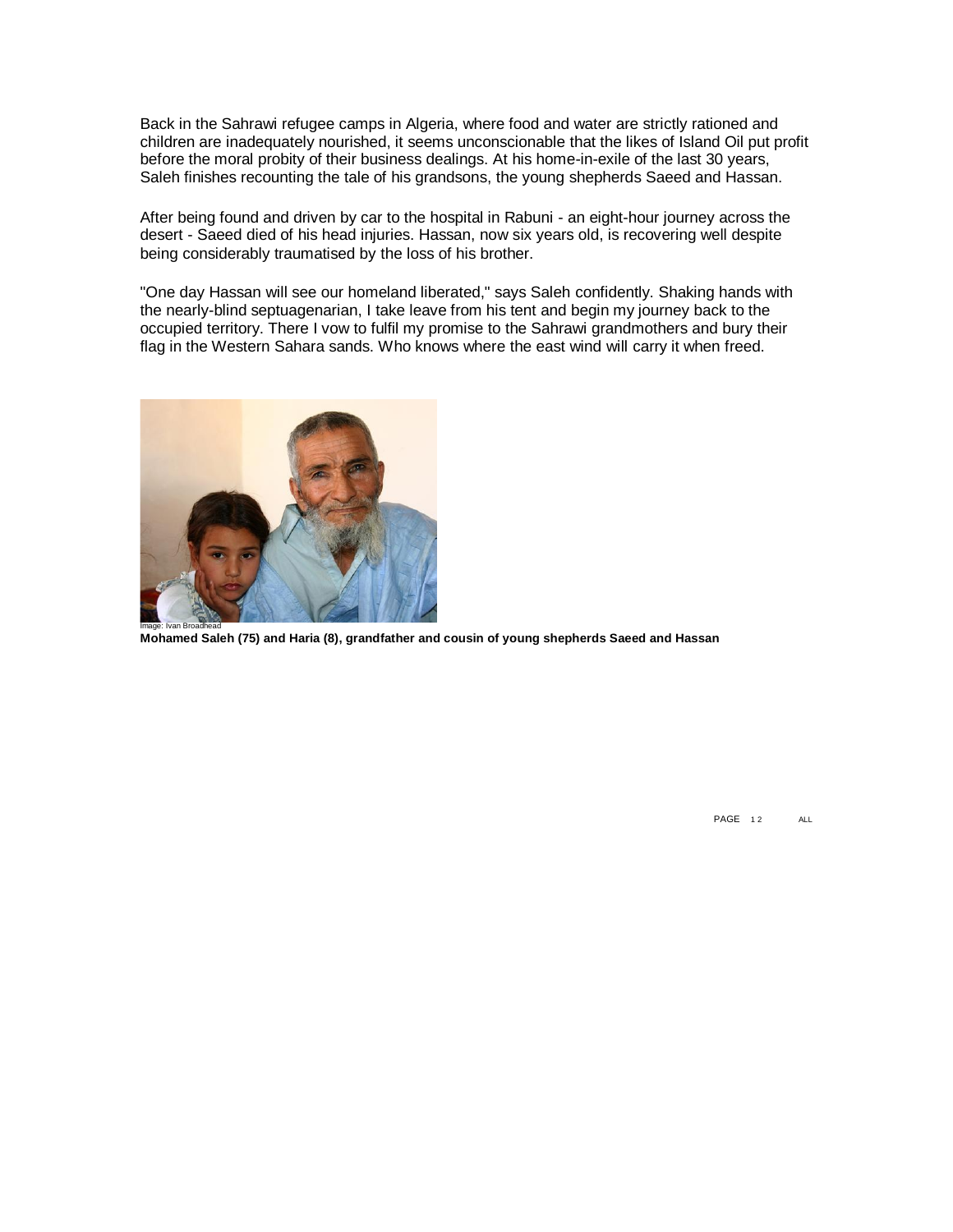Back in the Sahrawi refugee camps in Algeria, where food and water are strictly rationed and children are inadequately nourished, it seems unconscionable that the likes of Island Oil put profit before the moral probity of their business dealings. At his home-in-exile of the last 30 years, Saleh finishes recounting the tale of his grandsons, the young shepherds Saeed and Hassan.

After being found and driven by car to the hospital in Rabuni - an eight-hour journey across the desert - Saeed died of his head injuries. Hassan, now six years old, is recovering well despite being considerably traumatised by the loss of his brother.

"One day Hassan will see our homeland liberated," says Saleh confidently. Shaking hands with the nearly-blind septuagenarian, I take leave from his tent and begin my journey back to the occupied territory. There I vow to fulfil my promise to the Sahrawi grandmothers and bury their flag in the Western Sahara sands. Who knows where the east wind will carry it when freed.

Image: Ivan Broadhead

**Mohamed Saleh (75) and Haria (8), grandfather and cousin of young shepherds Saeed and Hassan**